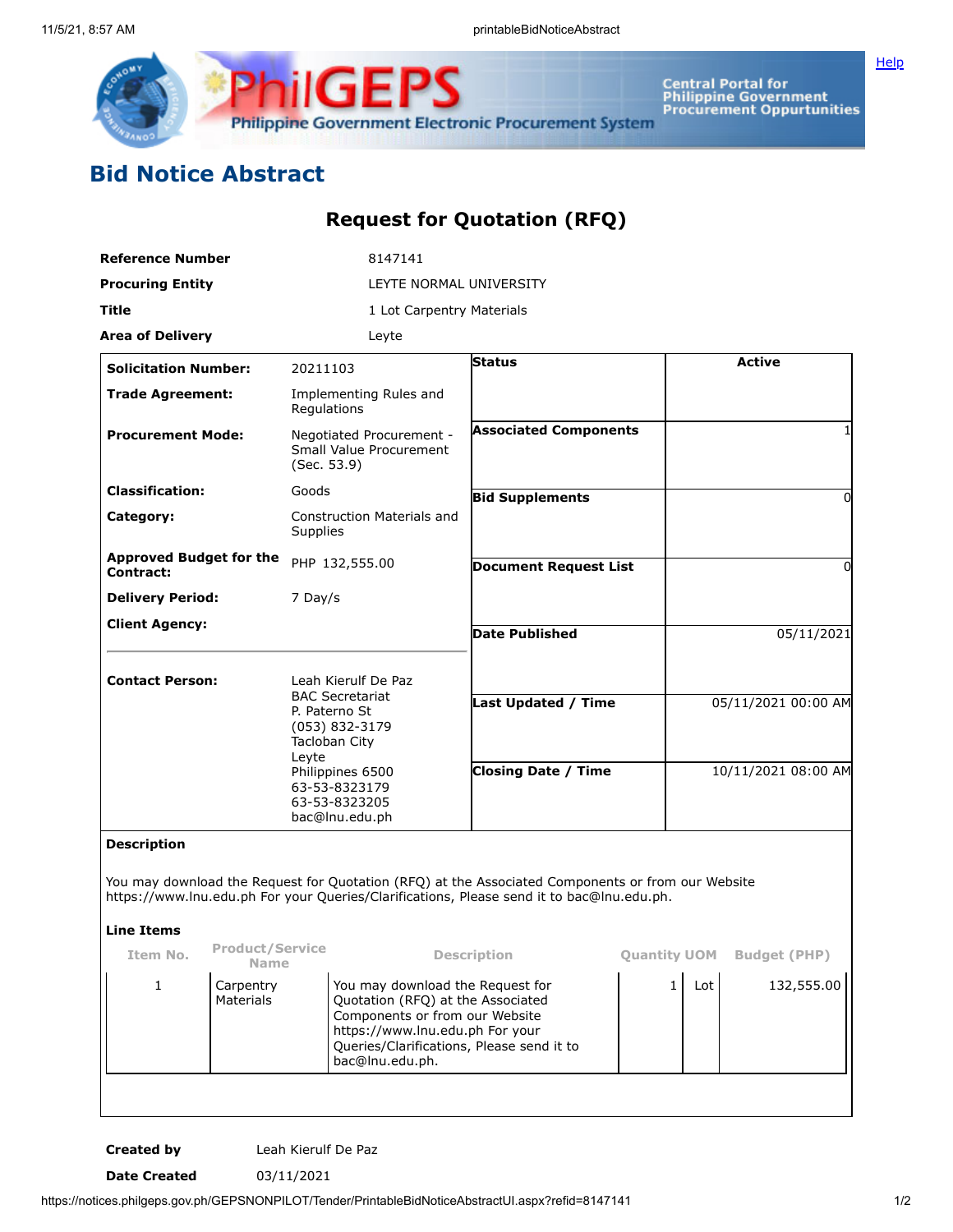# Bid Notice Abstract

## Request for Quotation (RFQ)

| | |
|---|---|
| **Reference Number** | 8147141 |
| **Procuring Entity** | LEYTE NORMAL UNIVERSITY |
| **Title** | 1 Lot Carpentry Materials |
| **Area of Delivery** | Leyte |

| | | | |
|---|---|---|---|
| **Solicitation Number:** | 20211103 | **Status** | Active |
| **Trade Agreement:** | Implementing Rules and Regulations | | |
| **Procurement Mode:** | Negotiated Procurement - Small Value Procurement (Sec. 53.9) | **Associated Components** | 1 |
| **Classification:** | Goods | **Bid Supplements** | 0 |
| **Category:** | Construction Materials and Supplies | | |
| **Approved Budget for the Contract:** | PHP 132,555.00 | **Document Request List** | 0 |
| **Delivery Period:** | 7 Day/s | | |
| **Client Agency:** | | **Date Published** | 05/11/2021 |
| **Contact Person:** | Leah Kierulf De Paz<br>BAC Secretariat<br>P. Paterno St<br>(053) 832-3179<br>Tacloban City<br>Leyte<br>Philippines 6500<br>63-53-8323179<br>63-53-8323205<br>bac@lnu.edu.ph | **Last Updated / Time** | 05/11/2021 00:00 AM |
| | | **Closing Date / Time** | 10/11/2021 08:00 AM |

**Description**

You may download the Request for Quotation (RFQ) at the Associated Components or from our Website https://www.lnu.edu.ph For your Queries/Clarifications, Please send it to bac@lnu.edu.ph.

**Line Items**

| Item No. | Product/Service Name | Description | Quantity | UOM | Budget (PHP) |
|---|---|---|---|---|---|
| 1 | Carpentry Materials | You may download the Request for Quotation (RFQ) at the Associated Components or from our Website https://www.lnu.edu.ph For your Queries/Clarifications, Please send it to bac@lnu.edu.ph. | 1 | Lot | 132,555.00 |

| | |
|---|---|
| **Created by** | Leah Kierulf De Paz |
| **Date Created** | 03/11/2021 |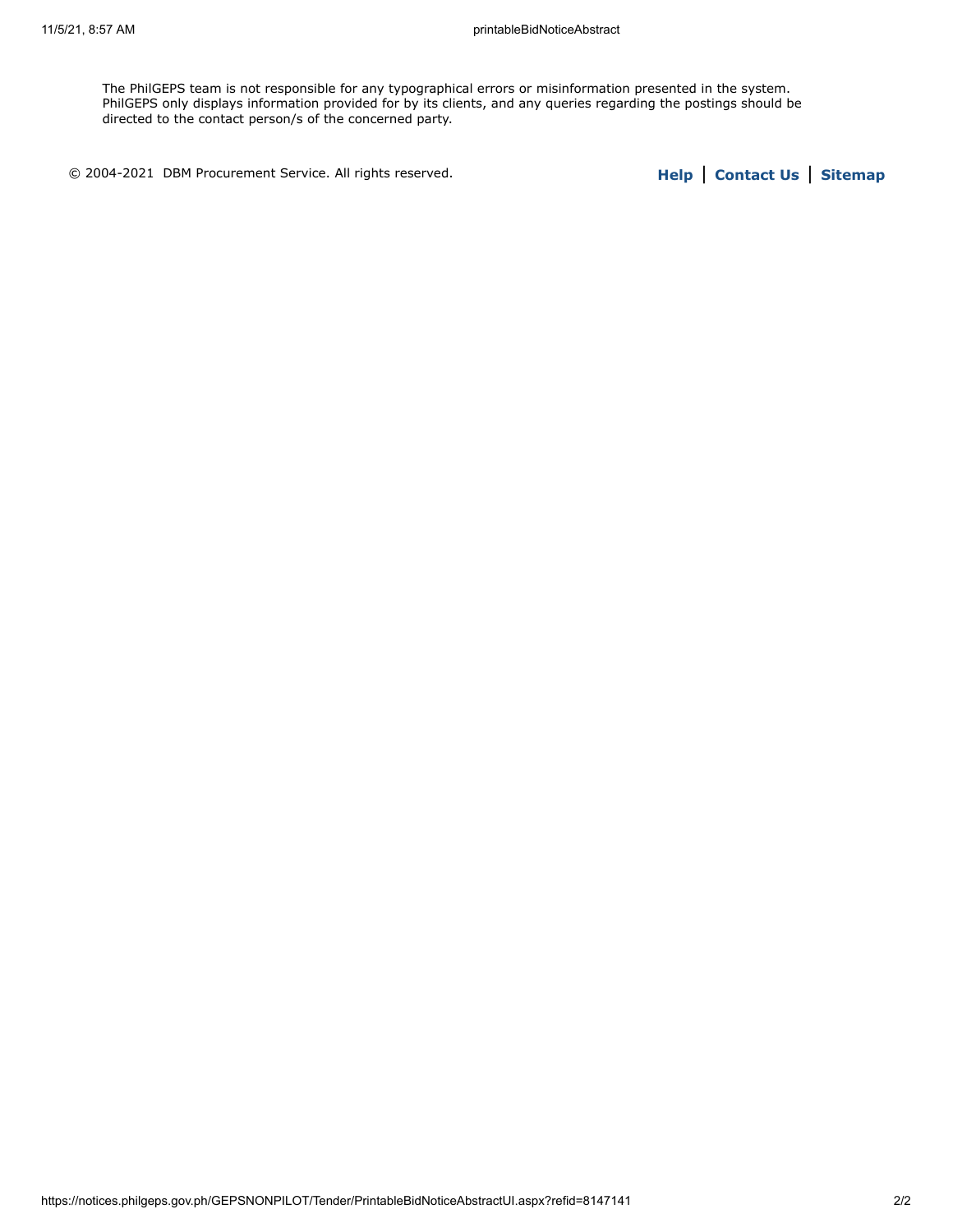The PhilGEPS team is not responsible for any typographical errors or misinformation presented in the system. PhilGEPS only displays information provided for by its clients, and any queries regarding the postings should be directed to the contact person/s of the concerned party.

© 2004-2021 DBM Procurement Service. All rights reserved.

**Help** | **Contact Us** | **Sitemap**